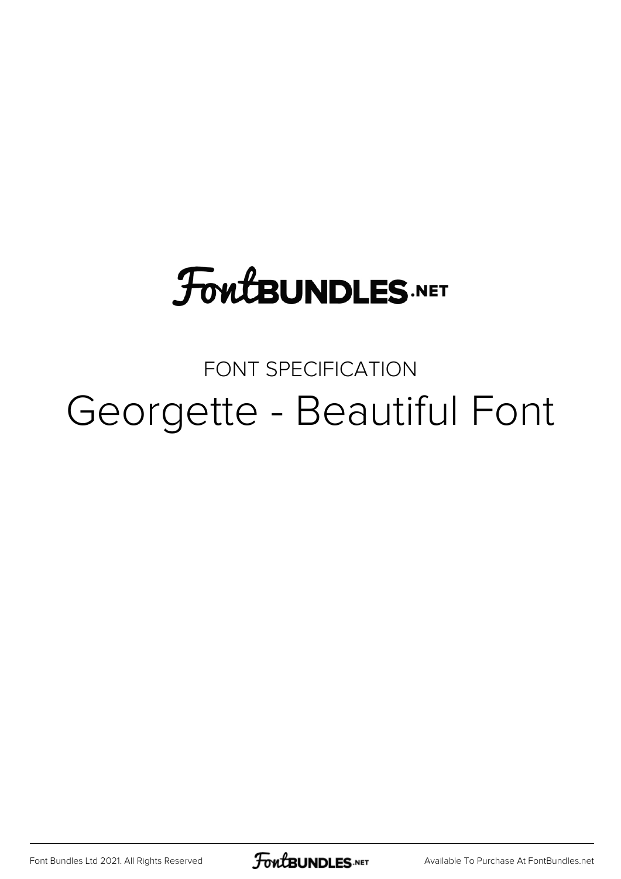FontBUNDLES.NET

FONT SPECIFICATION

# Georgette - Beautiful Font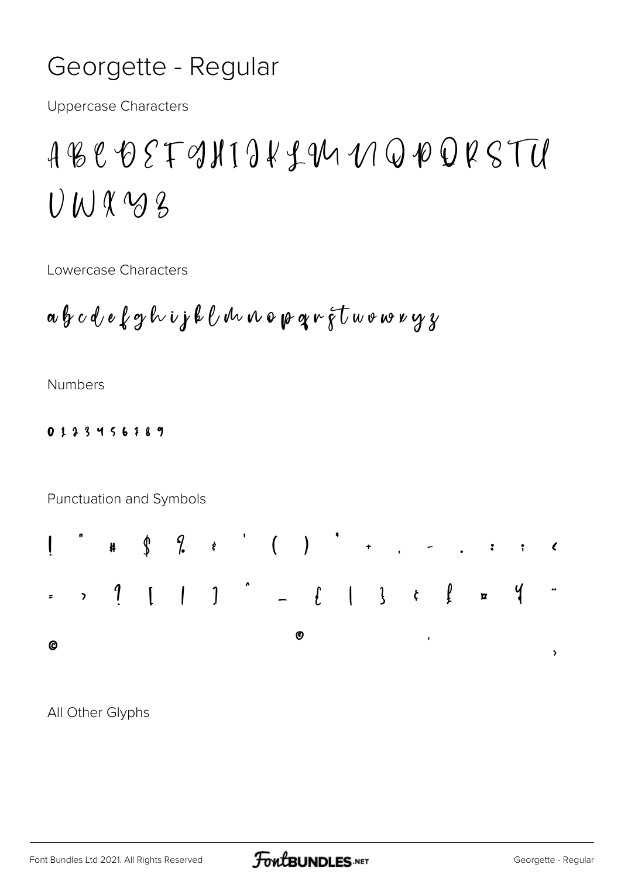# Georgette - Regular

Uppercase Characters

A B C D E F G H I J K L M N O P Q R S T U V W X Y Z

Lowercase Characters

a b c d e f g h i j k l m n o p q r s t u v w x y z

Numbers

0 1 2 3 4 5 6 7 8 9

Punctuation and Symbols

! " # $ % & ' ( ) * + , - . : ; < = > ? [ | ] ^ _ { | } ¢ £ ¤ ¥ ¨ © ® ´ ¸

All Other Glyphs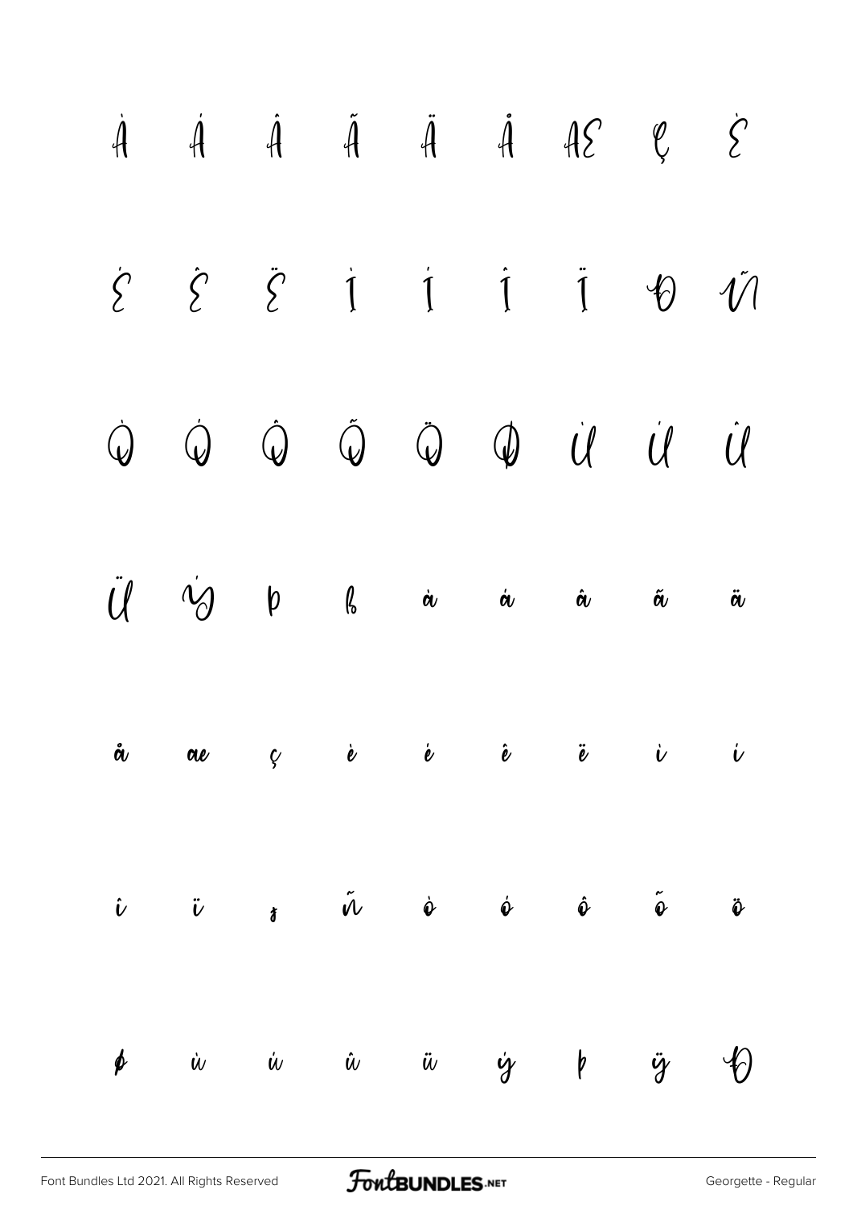À Á Â Ã Ä Å Æ Ç È

É Ê Ë Ì Í Î Ï Ð Ñ

Ò Ó Ô Õ Ö Ø Ù Ú Û

Ü Ý Þ ß à á â ã ä

å æ ç è é ê ë ì í

î ï ð ñ ò ó ô õ ö

ø ù ú û ü ý þ ÿ Đ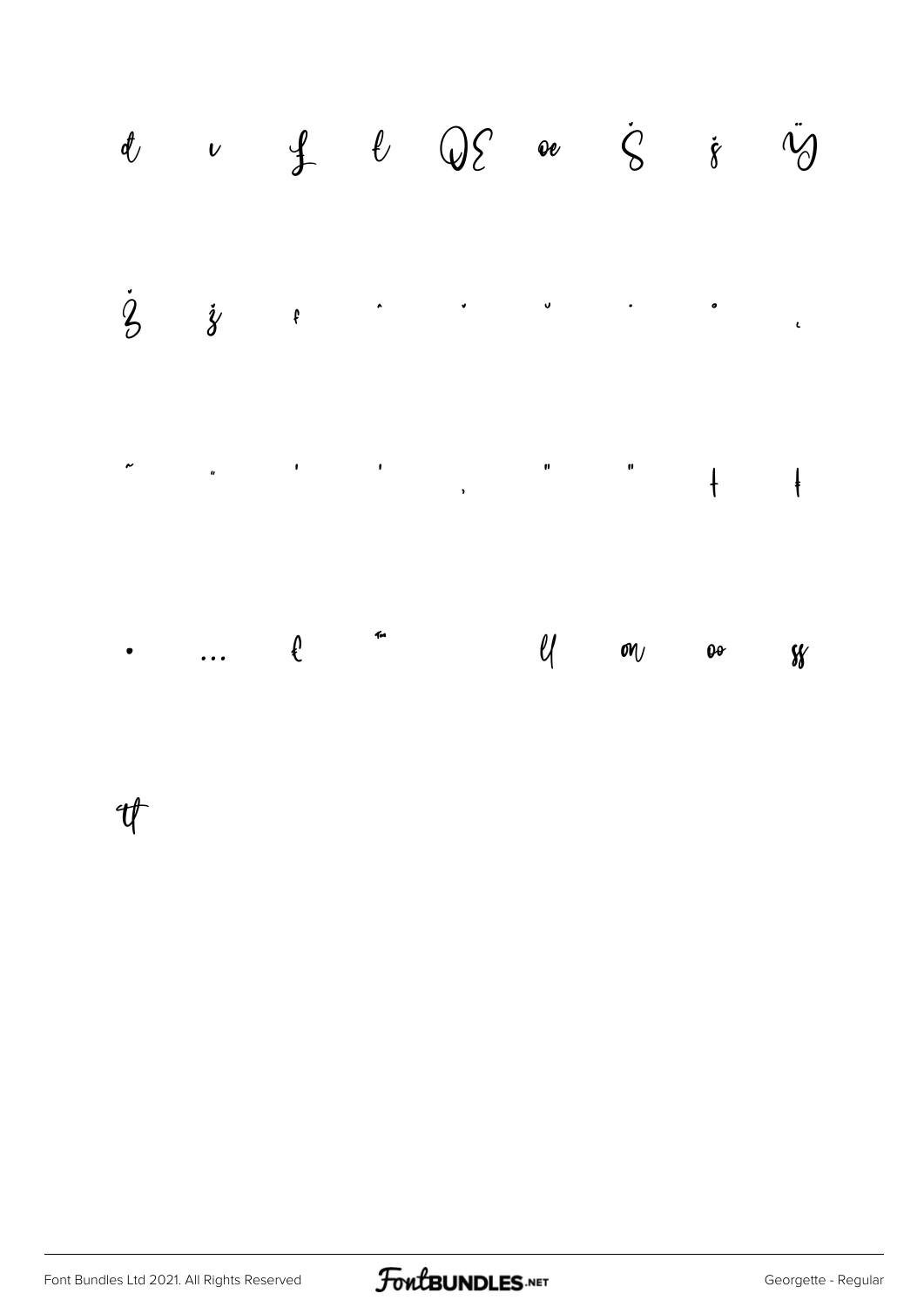đ ı ƒ ł Œ œ Š š Ÿ

Ž ž ƒ ˆ ˇ ˘ ˙ ˚ ˛

˜ ˝ ' ' ‚ " " † ‡

• … € ™ ﬂ ﬀ ﬁ ﬃ ﬄ

ﬆ